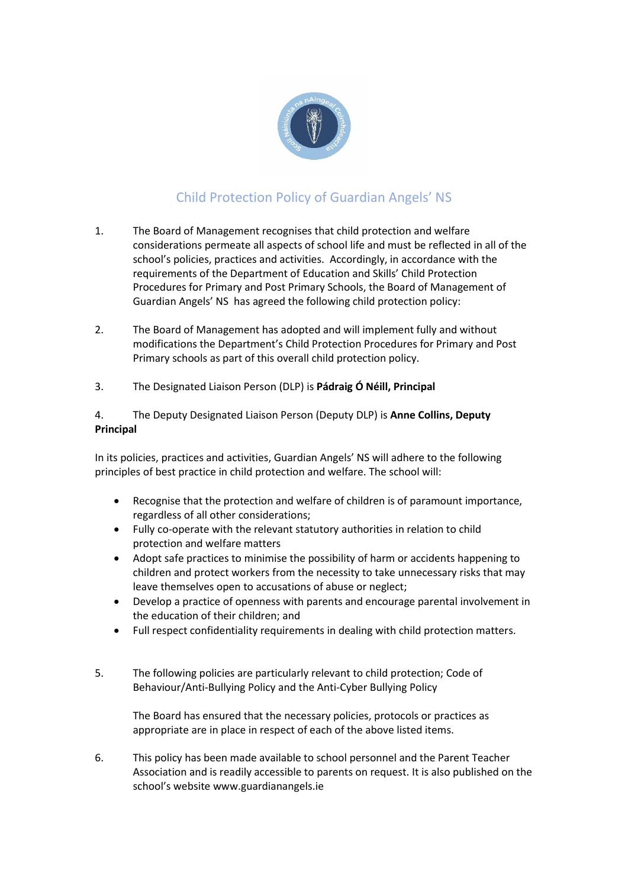# Child Protection Policy of Guardian Angels' NS

1. The Board of Management recognises that child protection and welfare considerations permeate all aspects of school life and must be reflected in all of the school's policies, practices and activities. Accordingly, in accordance with the requirements of the Department of Education and Skills' Child Protection Procedures for Primary and Post Primary Schools, the Board of Management of Guardian Angels' NS has agreed the following child protection policy:

2. The Board of Management has adopted and will implement fully and without modifications the Department's Child Protection Procedures for Primary and Post Primary schools as part of this overall child protection policy.

3. The Designated Liaison Person (DLP) is **Pádraig Ó Néill, Principal**

4. The Deputy Designated Liaison Person (Deputy DLP) is **Anne Collins, Deputy Principal**

In its policies, practices and activities, Guardian Angels' NS will adhere to the following principles of best practice in child protection and welfare. The school will:

- Recognise that the protection and welfare of children is of paramount importance, regardless of all other considerations;
- Fully co-operate with the relevant statutory authorities in relation to child protection and welfare matters
- Adopt safe practices to minimise the possibility of harm or accidents happening to children and protect workers from the necessity to take unnecessary risks that may leave themselves open to accusations of abuse or neglect;
- Develop a practice of openness with parents and encourage parental involvement in the education of their children; and
- Full respect confidentiality requirements in dealing with child protection matters.

5. The following policies are particularly relevant to child protection; Code of Behaviour/Anti-Bullying Policy and the Anti-Cyber Bullying Policy

   The Board has ensured that the necessary policies, protocols or practices as appropriate are in place in respect of each of the above listed items.

6. This policy has been made available to school personnel and the Parent Teacher Association and is readily accessible to parents on request. It is also published on the school's website www.guardianangels.ie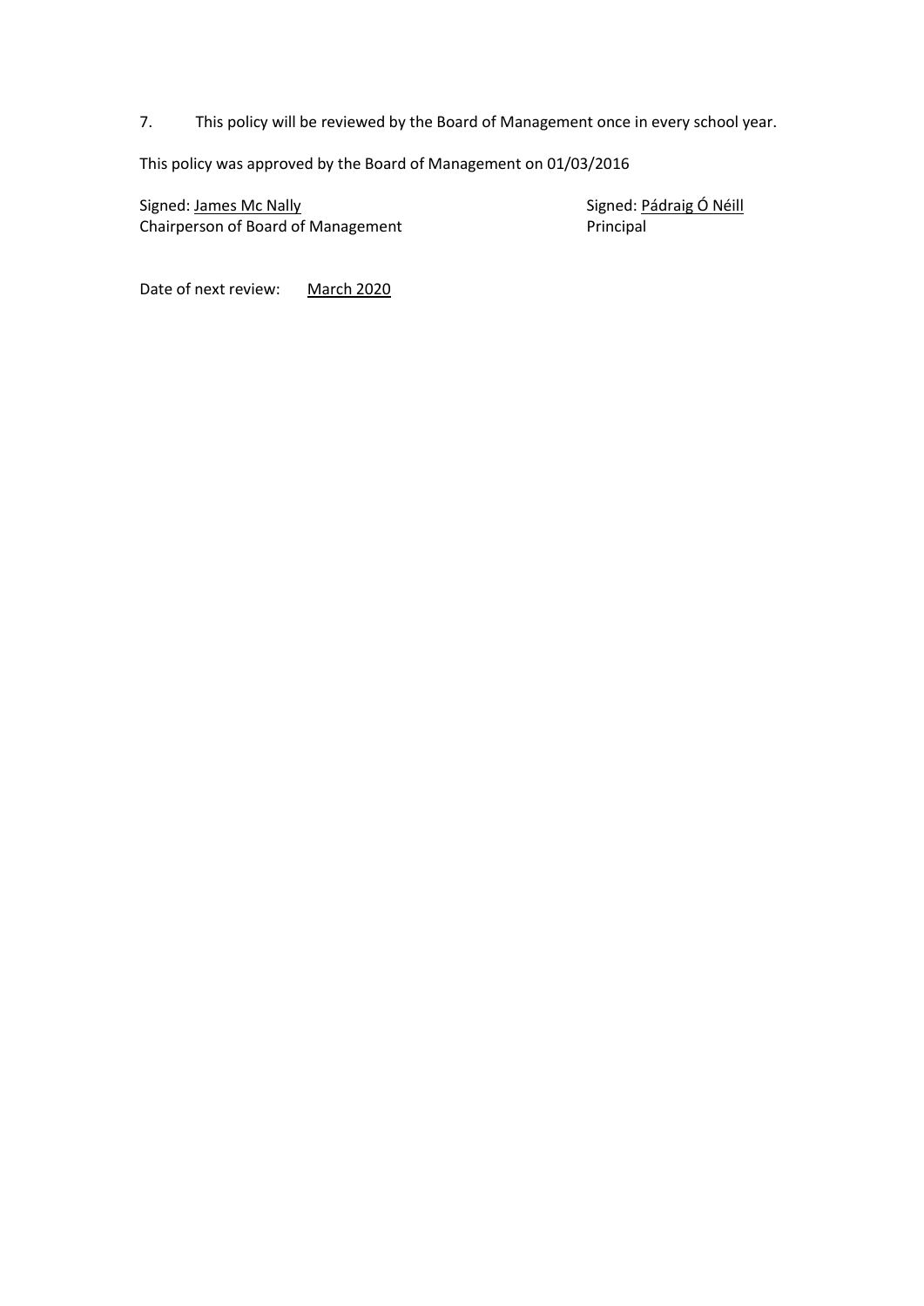7. This policy will be reviewed by the Board of Management once in every school year.

This policy was approved by the Board of Management on 01/03/2016

Signed: James Mc Nally
Chairperson of Board of Management

Signed: Pádraig Ó Néill
Principal

Date of next review: March 2020